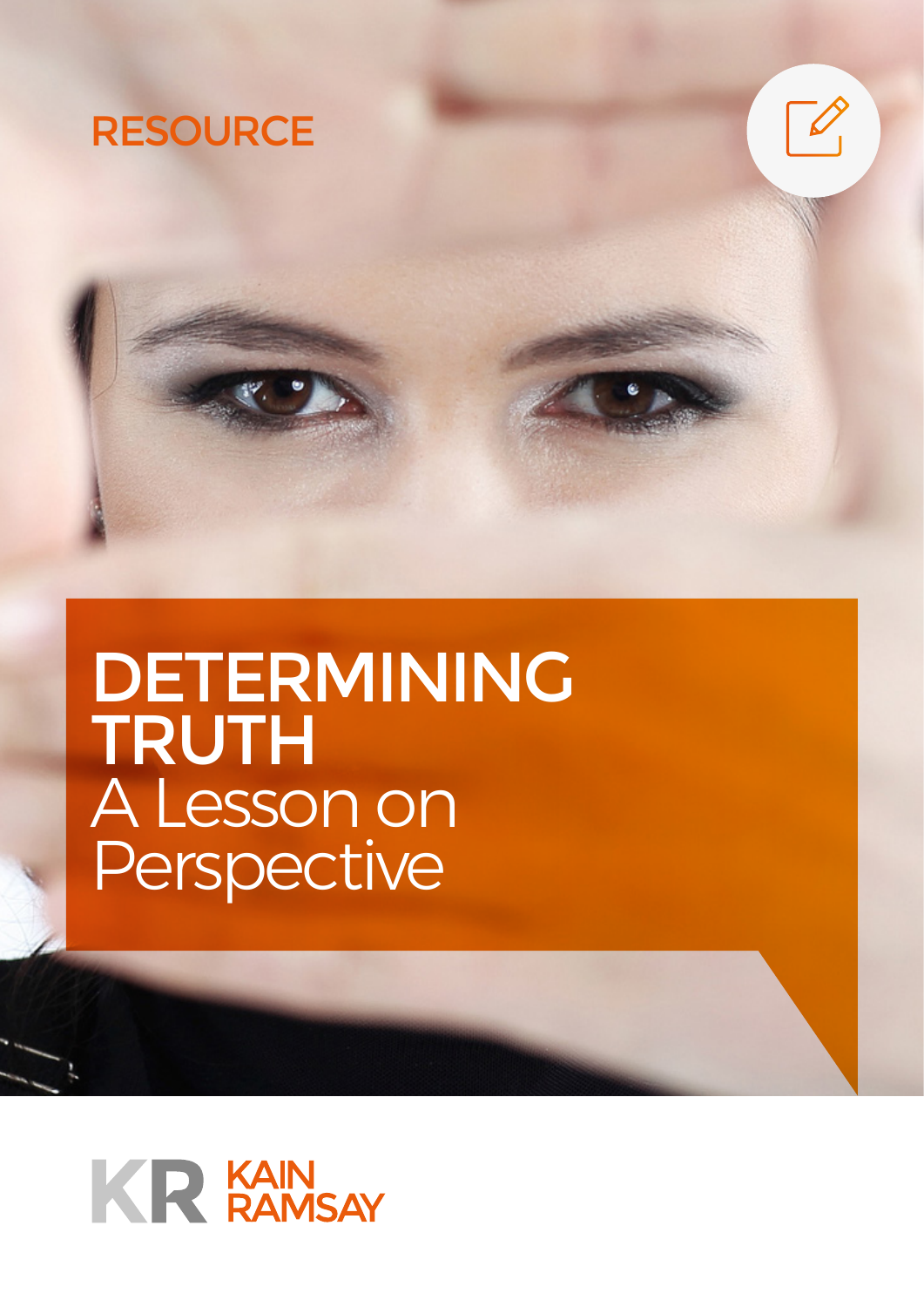RESOURCE

# DETERMINING TRUTH
## A Lesson on Perspective

KR KAIN RAMSAY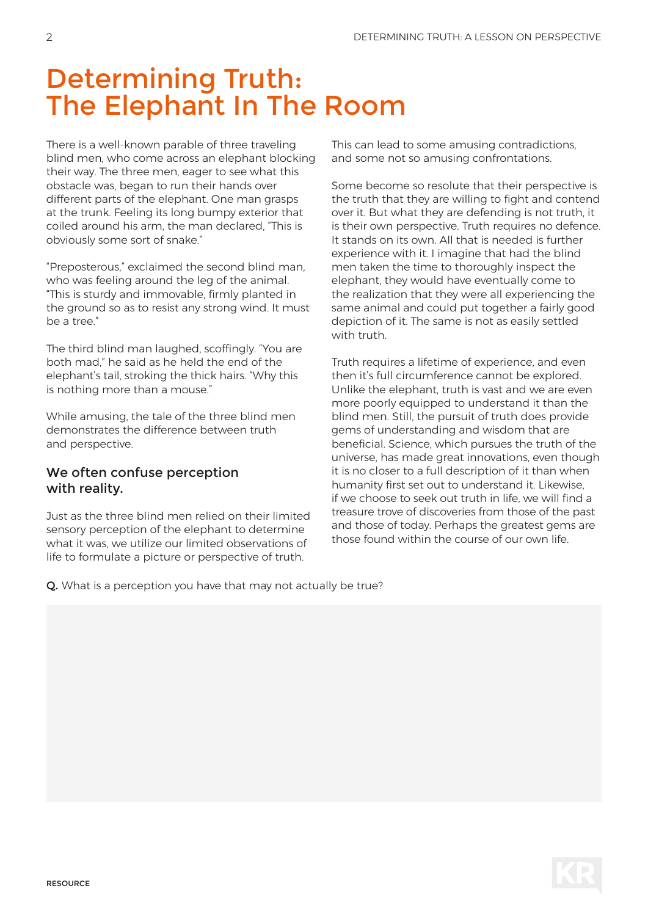# Determining Truth: The Elephant In The Room

There is a well-known parable of three traveling blind men, who come across an elephant blocking their way. The three men, eager to see what this obstacle was, began to run their hands over different parts of the elephant. One man grasps at the trunk. Feeling its long bumpy exterior that coiled around his arm, the man declared, "This is obviously some sort of snake."

"Preposterous," exclaimed the second blind man, who was feeling around the leg of the animal. "This is sturdy and immovable, firmly planted in the ground so as to resist any strong wind. It must be a tree."

The third blind man laughed, scoffingly. "You are both mad," he said as he held the end of the elephant's tail, stroking the thick hairs. "Why this is nothing more than a mouse."

While amusing, the tale of the three blind men demonstrates the difference between truth and perspective.

### We often confuse perception with reality.

Just as the three blind men relied on their limited sensory perception of the elephant to determine what it was, we utilize our limited observations of life to formulate a picture or perspective of truth. This can lead to some amusing contradictions, and some not so amusing confrontations.

Some become so resolute that their perspective is the truth that they are willing to fight and contend over it. But what they are defending is not truth, it is their own perspective. Truth requires no defence. It stands on its own. All that is needed is further experience with it. I imagine that had the blind men taken the time to thoroughly inspect the elephant, they would have eventually come to the realization that they were all experiencing the same animal and could put together a fairly good depiction of it. The same is not as easily settled with truth.

Truth requires a lifetime of experience, and even then it's full circumference cannot be explored. Unlike the elephant, truth is vast and we are even more poorly equipped to understand it than the blind men. Still, the pursuit of truth does provide gems of understanding and wisdom that are beneficial. Science, which pursues the truth of the universe, has made great innovations, even though it is no closer to a full description of it than when humanity first set out to understand it. Likewise, if we choose to seek out truth in life, we will find a treasure trove of discoveries from those of the past and those of today. Perhaps the greatest gems are those found within the course of our own life.

**Q.** What is a perception you have that may not actually be true?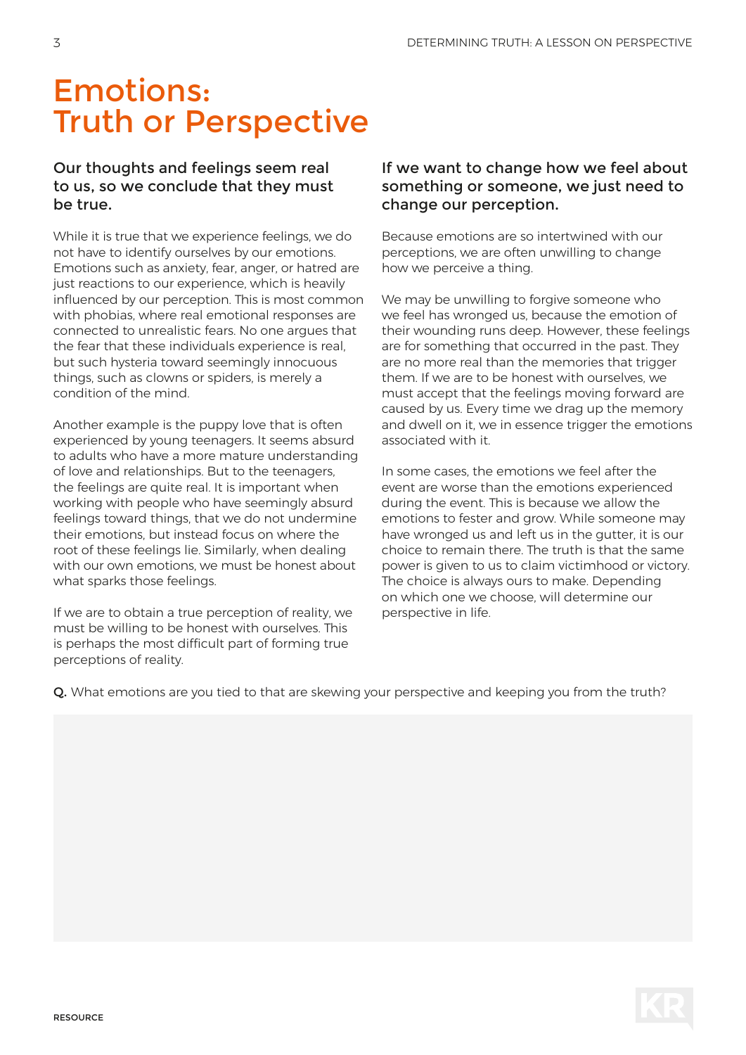# Emotions: Truth or Perspective

### Our thoughts and feelings seem real to us, so we conclude that they must be true.

While it is true that we experience feelings, we do not have to identify ourselves by our emotions. Emotions such as anxiety, fear, anger, or hatred are just reactions to our experience, which is heavily influenced by our perception. This is most common with phobias, where real emotional responses are connected to unrealistic fears. No one argues that the fear that these individuals experience is real, but such hysteria toward seemingly innocuous things, such as clowns or spiders, is merely a condition of the mind.

Another example is the puppy love that is often experienced by young teenagers. It seems absurd to adults who have a more mature understanding of love and relationships. But to the teenagers, the feelings are quite real. It is important when working with people who have seemingly absurd feelings toward things, that we do not undermine their emotions, but instead focus on where the root of these feelings lie. Similarly, when dealing with our own emotions, we must be honest about what sparks those feelings.

If we are to obtain a true perception of reality, we must be willing to be honest with ourselves. This is perhaps the most difficult part of forming true perceptions of reality.

### If we want to change how we feel about something or someone, we just need to change our perception.

Because emotions are so intertwined with our perceptions, we are often unwilling to change how we perceive a thing.

We may be unwilling to forgive someone who we feel has wronged us, because the emotion of their wounding runs deep. However, these feelings are for something that occurred in the past. They are no more real than the memories that trigger them. If we are to be honest with ourselves, we must accept that the feelings moving forward are caused by us. Every time we drag up the memory and dwell on it, we in essence trigger the emotions associated with it.

In some cases, the emotions we feel after the event are worse than the emotions experienced during the event. This is because we allow the emotions to fester and grow. While someone may have wronged us and left us in the gutter, it is our choice to remain there. The truth is that the same power is given to us to claim victimhood or victory. The choice is always ours to make. Depending on which one we choose, will determine our perspective in life.

**Q.** What emotions are you tied to that are skewing your perspective and keeping you from the truth?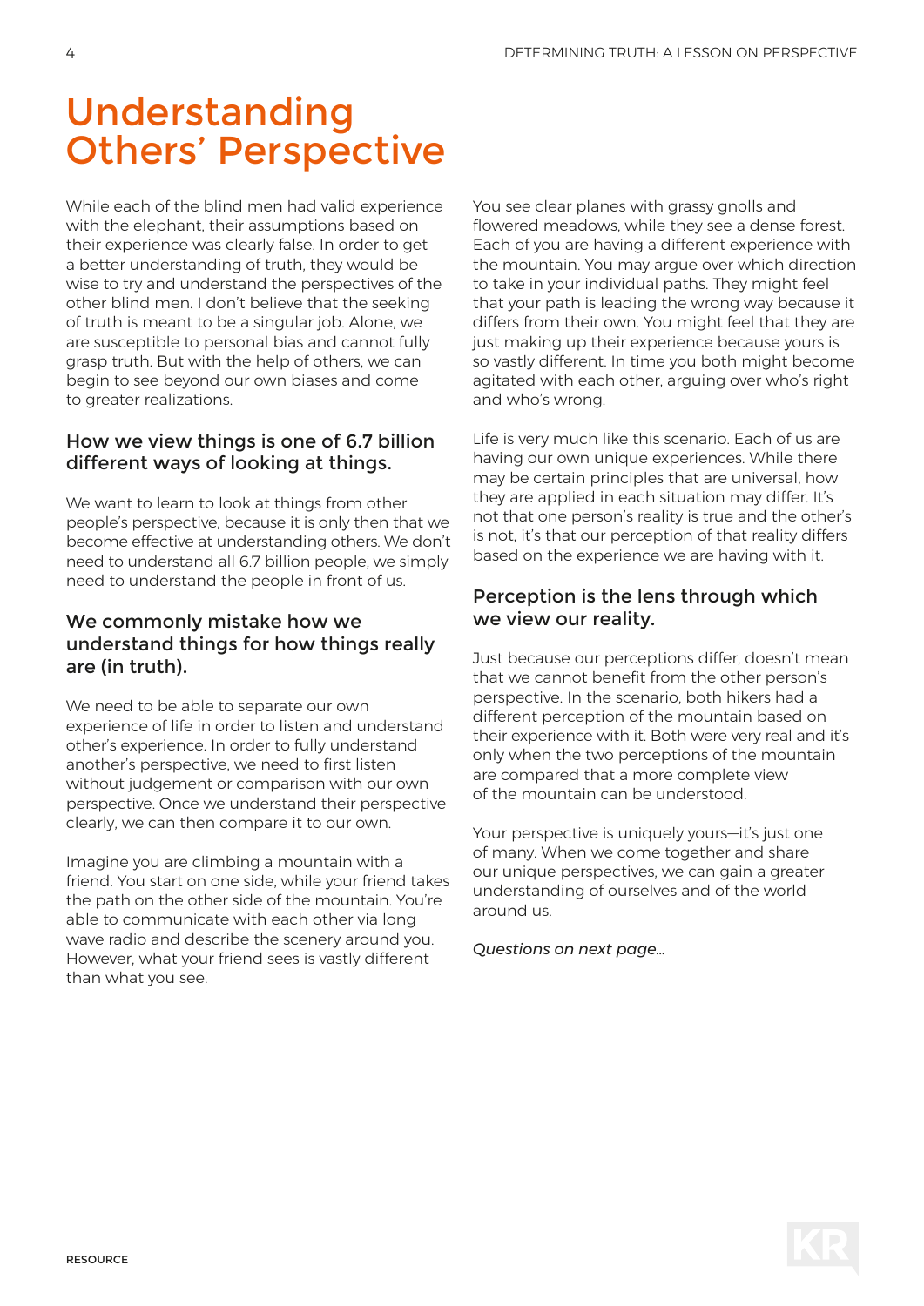# Understanding Others' Perspective

While each of the blind men had valid experience with the elephant, their assumptions based on their experience was clearly false. In order to get a better understanding of truth, they would be wise to try and understand the perspectives of the other blind men. I don't believe that the seeking of truth is meant to be a singular job. Alone, we are susceptible to personal bias and cannot fully grasp truth. But with the help of others, we can begin to see beyond our own biases and come to greater realizations.

### How we view things is one of 6.7 billion different ways of looking at things.

We want to learn to look at things from other people's perspective, because it is only then that we become effective at understanding others. We don't need to understand all 6.7 billion people, we simply need to understand the people in front of us.

### We commonly mistake how we understand things for how things really are (in truth).

We need to be able to separate our own experience of life in order to listen and understand other's experience. In order to fully understand another's perspective, we need to first listen without judgement or comparison with our own perspective. Once we understand their perspective clearly, we can then compare it to our own.

Imagine you are climbing a mountain with a friend. You start on one side, while your friend takes the path on the other side of the mountain. You're able to communicate with each other via long wave radio and describe the scenery around you. However, what your friend sees is vastly different than what you see.

You see clear planes with grassy gnolls and flowered meadows, while they see a dense forest. Each of you are having a different experience with the mountain. You may argue over which direction to take in your individual paths. They might feel that your path is leading the wrong way because it differs from their own. You might feel that they are just making up their experience because yours is so vastly different. In time you both might become agitated with each other, arguing over who's right and who's wrong.

Life is very much like this scenario. Each of us are having our own unique experiences. While there may be certain principles that are universal, how they are applied in each situation may differ. It's not that one person's reality is true and the other's is not, it's that our perception of that reality differs based on the experience we are having with it.

### Perception is the lens through which we view our reality.

Just because our perceptions differ, doesn't mean that we cannot benefit from the other person's perspective. In the scenario, both hikers had a different perception of the mountain based on their experience with it. Both were very real and it's only when the two perceptions of the mountain are compared that a more complete view of the mountain can be understood.

Your perspective is uniquely yours—it's just one of many. When we come together and share our unique perspectives, we can gain a greater understanding of ourselves and of the world around us.

*Questions on next page...*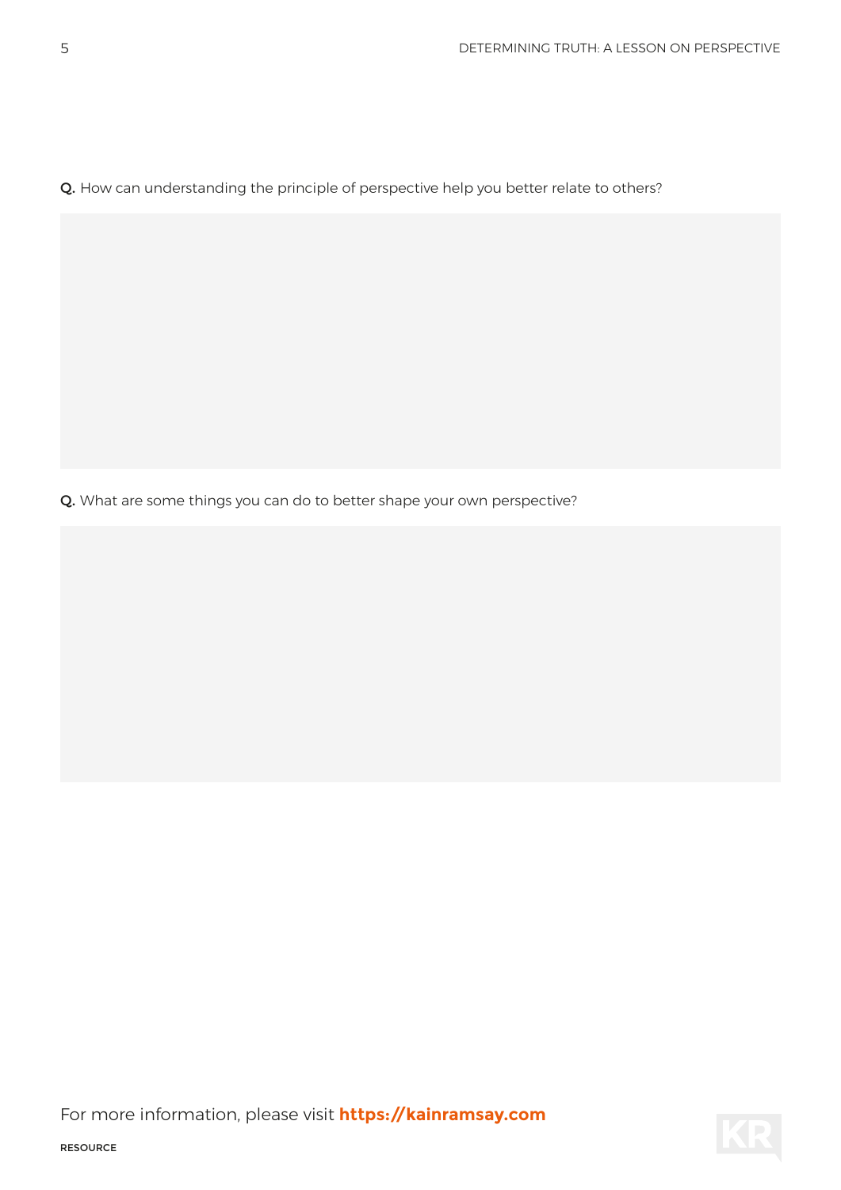**Q.** How can understanding the principle of perspective help you better relate to others?

**Q.** What are some things you can do to better shape your own perspective?

For more information, please visit **https://kainramsay.com**

RESOURCE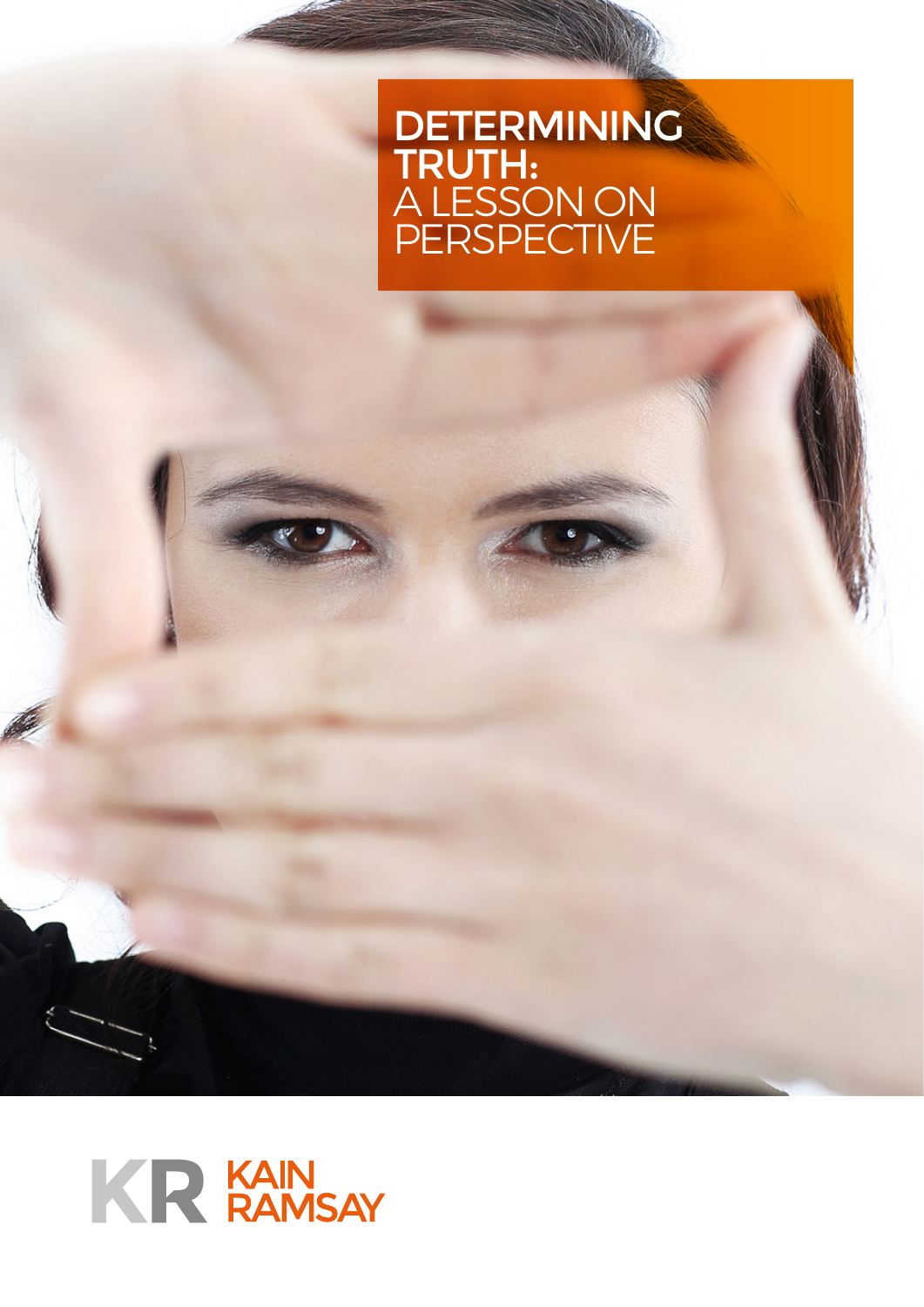# DETERMINING TRUTH:

A LESSON ON PERSPECTIVE

KR KAIN RAMSAY